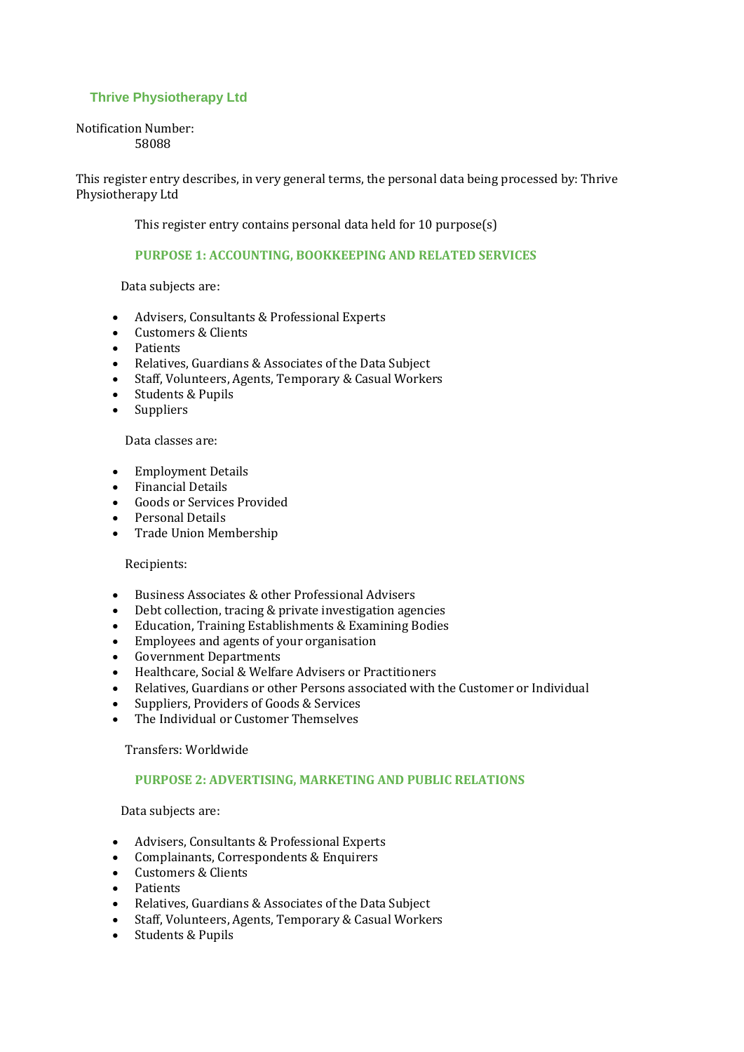# Thrive Physiotherapy Ltd

Notification Number:
58088

This register entry describes, in very general terms, the personal data being processed by: Thrive Physiotherapy Ltd

This register entry contains personal data held for 10 purpose(s)

## PURPOSE 1: ACCOUNTING, BOOKKEEPING AND RELATED SERVICES

Data subjects are:

- Advisers, Consultants & Professional Experts
- Customers & Clients
- Patients
- Relatives, Guardians & Associates of the Data Subject
- Staff, Volunteers, Agents, Temporary & Casual Workers
- Students & Pupils
- Suppliers

Data classes are:

- Employment Details
- Financial Details
- Goods or Services Provided
- Personal Details
- Trade Union Membership

Recipients:

- Business Associates & other Professional Advisers
- Debt collection, tracing & private investigation agencies
- Education, Training Establishments & Examining Bodies
- Employees and agents of your organisation
- Government Departments
- Healthcare, Social & Welfare Advisers or Practitioners
- Relatives, Guardians or other Persons associated with the Customer or Individual
- Suppliers, Providers of Goods & Services
- The Individual or Customer Themselves

Transfers: Worldwide

## PURPOSE 2: ADVERTISING, MARKETING AND PUBLIC RELATIONS

Data subjects are:

- Advisers, Consultants & Professional Experts
- Complainants, Correspondents & Enquirers
- Customers & Clients
- Patients
- Relatives, Guardians & Associates of the Data Subject
- Staff, Volunteers, Agents, Temporary & Casual Workers
- Students & Pupils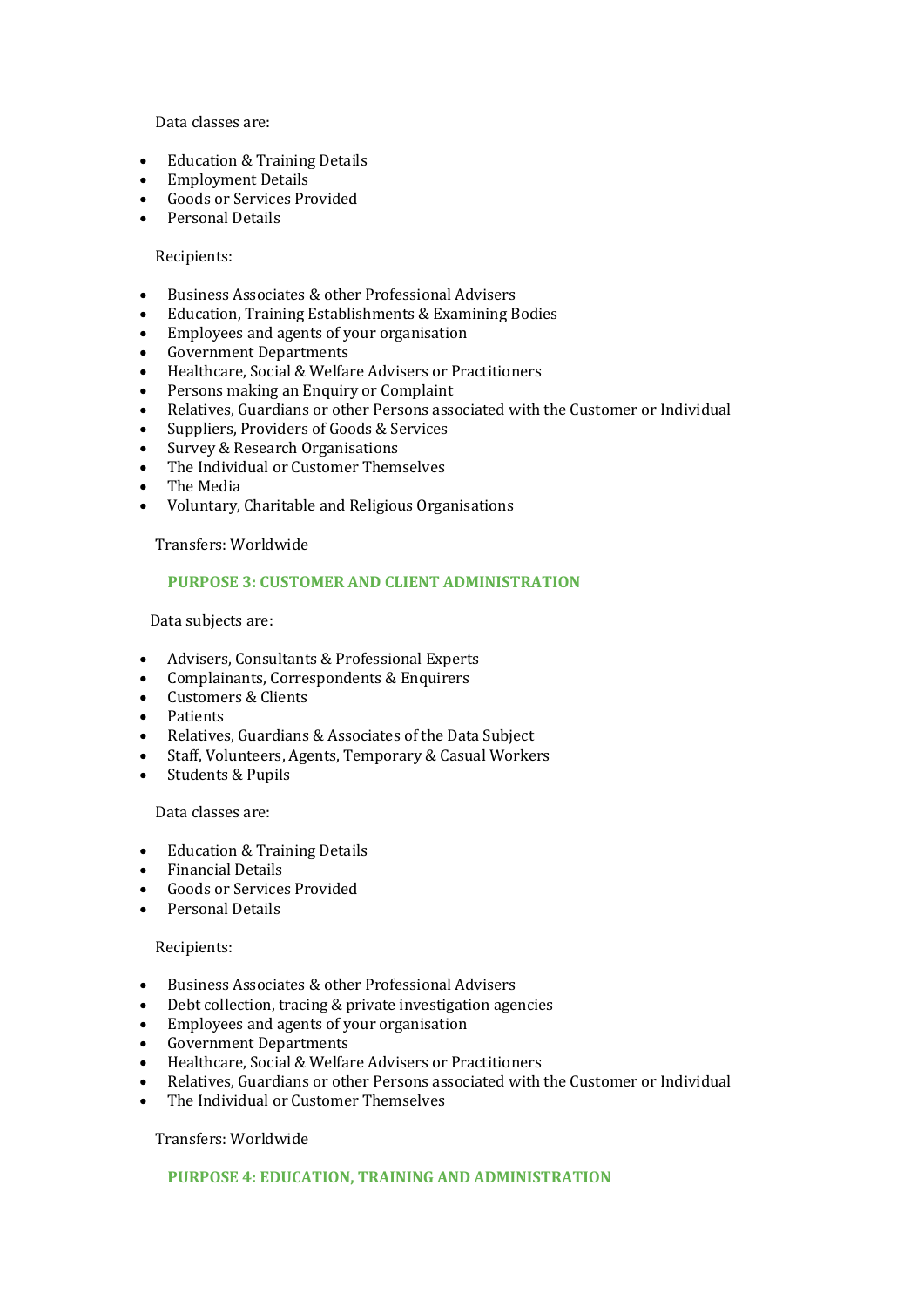Data classes are:

- Education & Training Details
- Employment Details
- Goods or Services Provided
- Personal Details

Recipients:

- Business Associates & other Professional Advisers
- Education, Training Establishments & Examining Bodies
- Employees and agents of your organisation
- Government Departments
- Healthcare, Social & Welfare Advisers or Practitioners
- Persons making an Enquiry or Complaint
- Relatives, Guardians or other Persons associated with the Customer or Individual
- Suppliers, Providers of Goods & Services
- Survey & Research Organisations
- The Individual or Customer Themselves
- The Media
- Voluntary, Charitable and Religious Organisations

Transfers: Worldwide

## PURPOSE 3: CUSTOMER AND CLIENT ADMINISTRATION

Data subjects are:

- Advisers, Consultants & Professional Experts
- Complainants, Correspondents & Enquirers
- Customers & Clients
- Patients
- Relatives, Guardians & Associates of the Data Subject
- Staff, Volunteers, Agents, Temporary & Casual Workers
- Students & Pupils

Data classes are:

- Education & Training Details
- Financial Details
- Goods or Services Provided
- Personal Details

Recipients:

- Business Associates & other Professional Advisers
- Debt collection, tracing & private investigation agencies
- Employees and agents of your organisation
- Government Departments
- Healthcare, Social & Welfare Advisers or Practitioners
- Relatives, Guardians or other Persons associated with the Customer or Individual
- The Individual or Customer Themselves

Transfers: Worldwide

## PURPOSE 4: EDUCATION, TRAINING AND ADMINISTRATION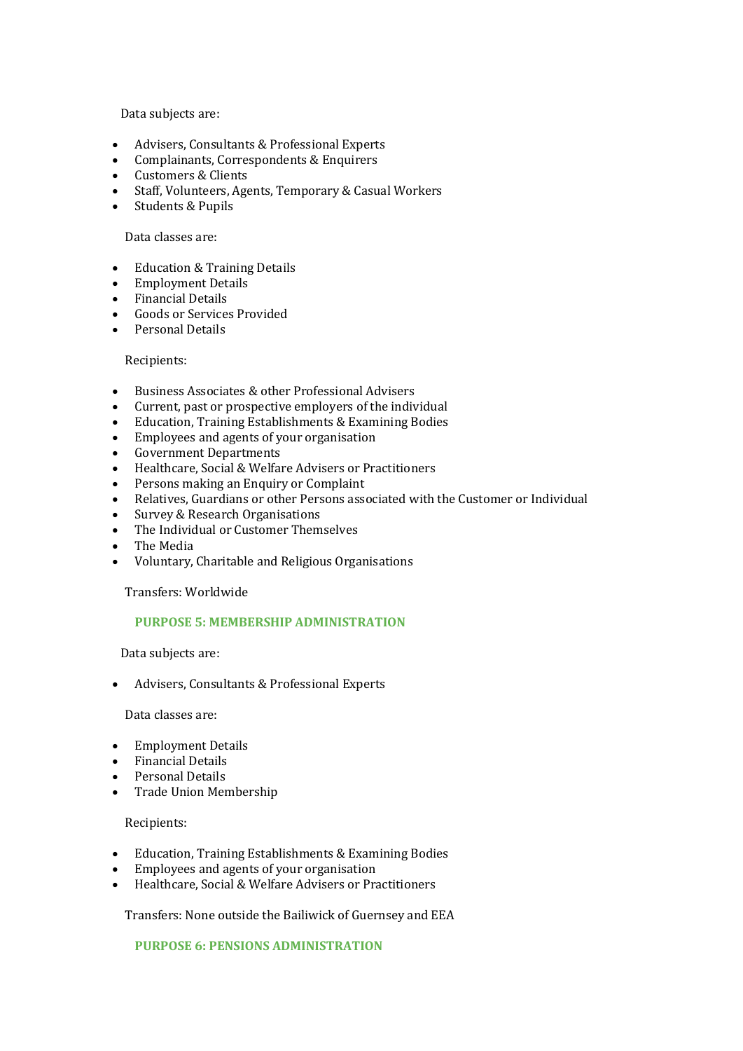Data subjects are:

- Advisers, Consultants & Professional Experts
- Complainants, Correspondents & Enquirers
- Customers & Clients
- Staff, Volunteers, Agents, Temporary & Casual Workers
- Students & Pupils

Data classes are:

- Education & Training Details
- Employment Details
- Financial Details
- Goods or Services Provided
- Personal Details

Recipients:

- Business Associates & other Professional Advisers
- Current, past or prospective employers of the individual
- Education, Training Establishments & Examining Bodies
- Employees and agents of your organisation
- Government Departments
- Healthcare, Social & Welfare Advisers or Practitioners
- Persons making an Enquiry or Complaint
- Relatives, Guardians or other Persons associated with the Customer or Individual
- Survey & Research Organisations
- The Individual or Customer Themselves
- The Media
- Voluntary, Charitable and Religious Organisations

Transfers: Worldwide

## PURPOSE 5: MEMBERSHIP ADMINISTRATION

Data subjects are:

- Advisers, Consultants & Professional Experts

Data classes are:

- Employment Details
- Financial Details
- Personal Details
- Trade Union Membership

Recipients:

- Education, Training Establishments & Examining Bodies
- Employees and agents of your organisation
- Healthcare, Social & Welfare Advisers or Practitioners

Transfers: None outside the Bailiwick of Guernsey and EEA

## PURPOSE 6: PENSIONS ADMINISTRATION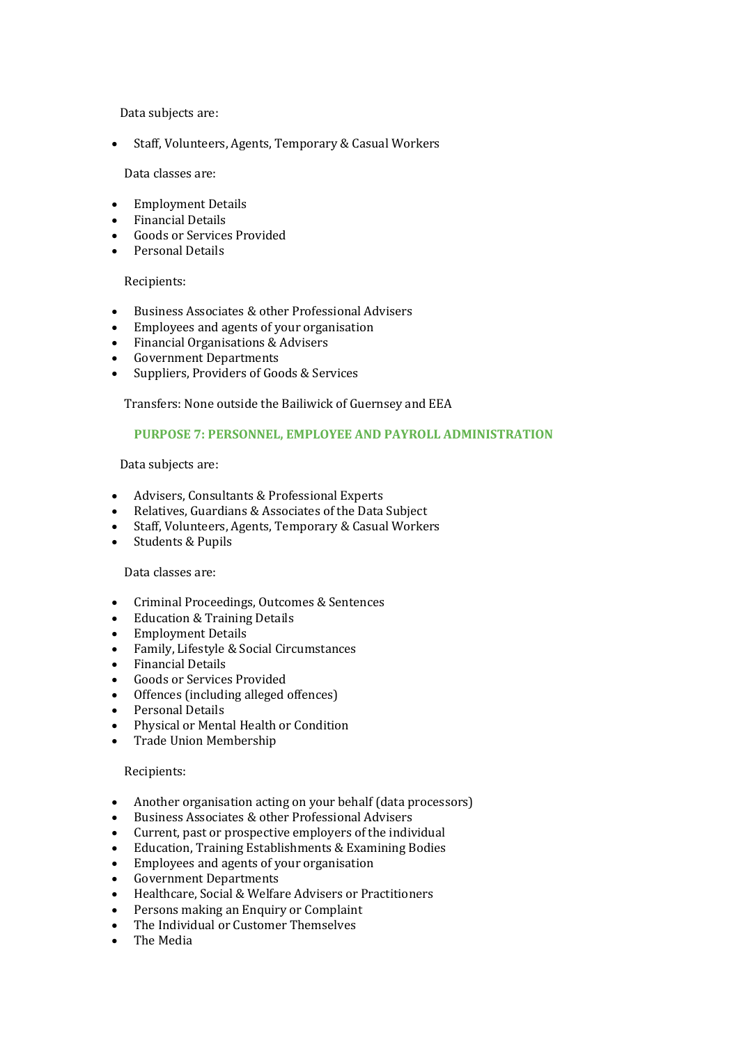Data subjects are:

- Staff, Volunteers, Agents, Temporary & Casual Workers

Data classes are:

- Employment Details
- Financial Details
- Goods or Services Provided
- Personal Details

Recipients:

- Business Associates & other Professional Advisers
- Employees and agents of your organisation
- Financial Organisations & Advisers
- Government Departments
- Suppliers, Providers of Goods & Services

Transfers: None outside the Bailiwick of Guernsey and EEA

### PURPOSE 7: PERSONNEL, EMPLOYEE AND PAYROLL ADMINISTRATION

Data subjects are:

- Advisers, Consultants & Professional Experts
- Relatives, Guardians & Associates of the Data Subject
- Staff, Volunteers, Agents, Temporary & Casual Workers
- Students & Pupils

Data classes are:

- Criminal Proceedings, Outcomes & Sentences
- Education & Training Details
- Employment Details
- Family, Lifestyle & Social Circumstances
- Financial Details
- Goods or Services Provided
- Offences (including alleged offences)
- Personal Details
- Physical or Mental Health or Condition
- Trade Union Membership

Recipients:

- Another organisation acting on your behalf (data processors)
- Business Associates & other Professional Advisers
- Current, past or prospective employers of the individual
- Education, Training Establishments & Examining Bodies
- Employees and agents of your organisation
- Government Departments
- Healthcare, Social & Welfare Advisers or Practitioners
- Persons making an Enquiry or Complaint
- The Individual or Customer Themselves
- The Media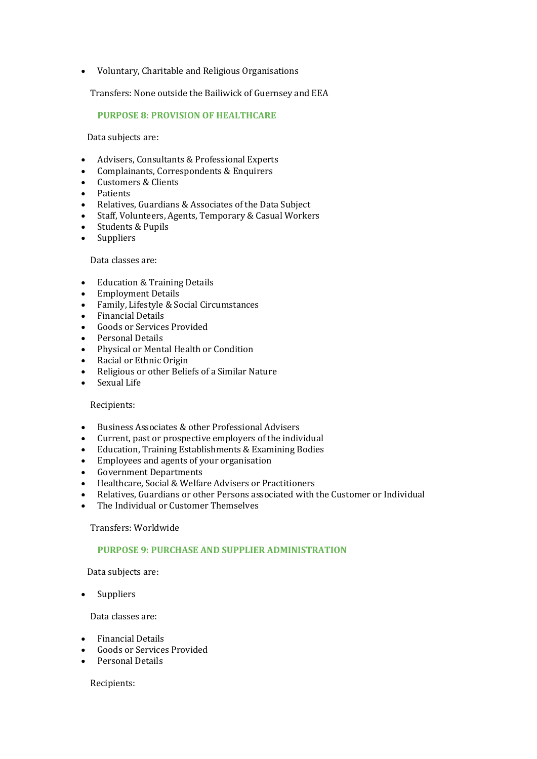- Voluntary, Charitable and Religious Organisations

Transfers: None outside the Bailiwick of Guernsey and EEA

### PURPOSE 8: PROVISION OF HEALTHCARE

Data subjects are:

- Advisers, Consultants & Professional Experts
- Complainants, Correspondents & Enquirers
- Customers & Clients
- Patients
- Relatives, Guardians & Associates of the Data Subject
- Staff, Volunteers, Agents, Temporary & Casual Workers
- Students & Pupils
- Suppliers

Data classes are:

- Education & Training Details
- Employment Details
- Family, Lifestyle & Social Circumstances
- Financial Details
- Goods or Services Provided
- Personal Details
- Physical or Mental Health or Condition
- Racial or Ethnic Origin
- Religious or other Beliefs of a Similar Nature
- Sexual Life

Recipients:

- Business Associates & other Professional Advisers
- Current, past or prospective employers of the individual
- Education, Training Establishments & Examining Bodies
- Employees and agents of your organisation
- Government Departments
- Healthcare, Social & Welfare Advisers or Practitioners
- Relatives, Guardians or other Persons associated with the Customer or Individual
- The Individual or Customer Themselves

Transfers: Worldwide

### PURPOSE 9: PURCHASE AND SUPPLIER ADMINISTRATION

Data subjects are:

- Suppliers

Data classes are:

- Financial Details
- Goods or Services Provided
- Personal Details

Recipients: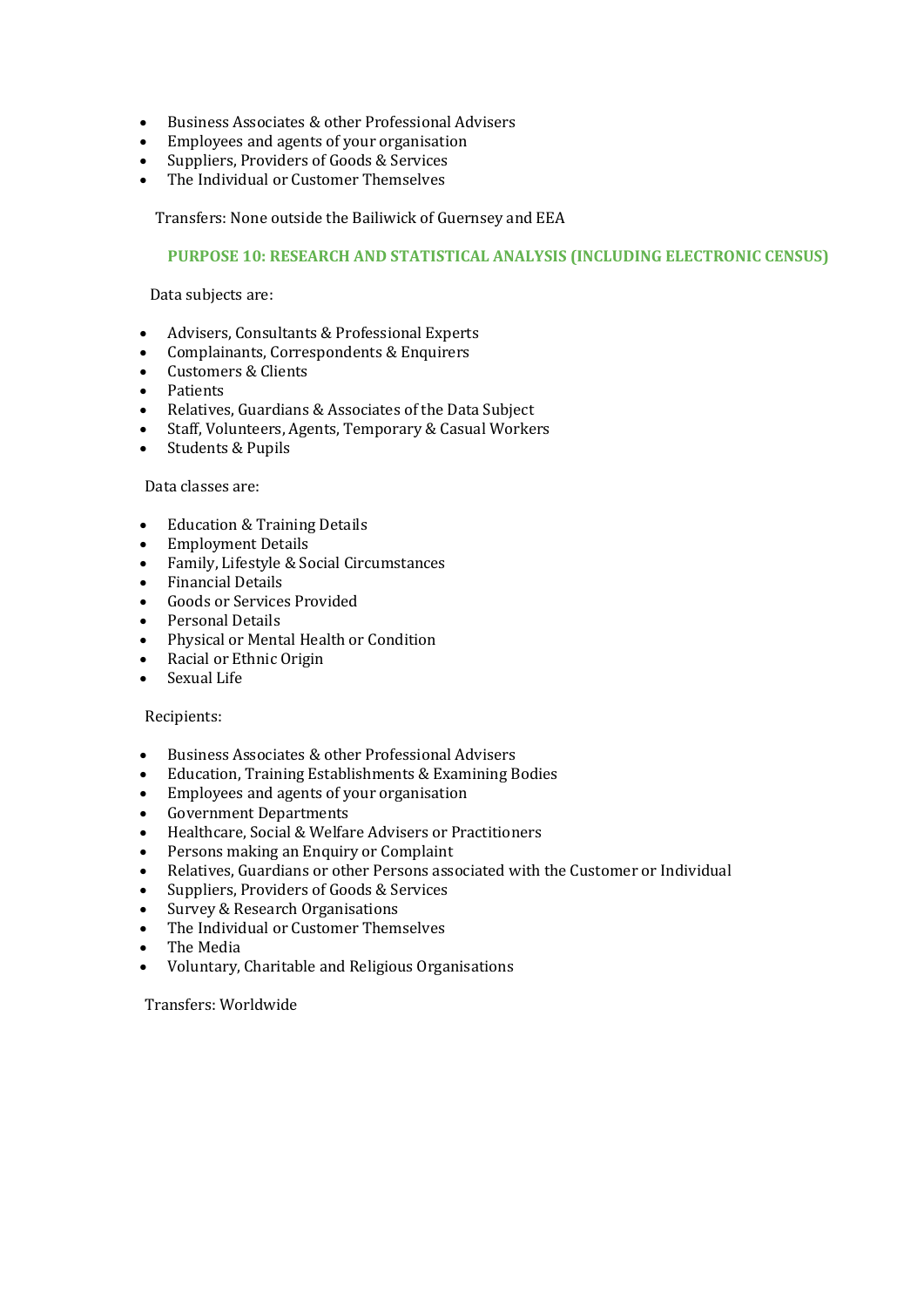- Business Associates & other Professional Advisers
- Employees and agents of your organisation
- Suppliers, Providers of Goods & Services
- The Individual or Customer Themselves

Transfers: None outside the Bailiwick of Guernsey and EEA

### PURPOSE 10: RESEARCH AND STATISTICAL ANALYSIS (INCLUDING ELECTRONIC CENSUS)

Data subjects are:

- Advisers, Consultants & Professional Experts
- Complainants, Correspondents & Enquirers
- Customers & Clients
- Patients
- Relatives, Guardians & Associates of the Data Subject
- Staff, Volunteers, Agents, Temporary & Casual Workers
- Students & Pupils

Data classes are:

- Education & Training Details
- Employment Details
- Family, Lifestyle & Social Circumstances
- Financial Details
- Goods or Services Provided
- Personal Details
- Physical or Mental Health or Condition
- Racial or Ethnic Origin
- Sexual Life

Recipients:

- Business Associates & other Professional Advisers
- Education, Training Establishments & Examining Bodies
- Employees and agents of your organisation
- Government Departments
- Healthcare, Social & Welfare Advisers or Practitioners
- Persons making an Enquiry or Complaint
- Relatives, Guardians or other Persons associated with the Customer or Individual
- Suppliers, Providers of Goods & Services
- Survey & Research Organisations
- The Individual or Customer Themselves
- The Media
- Voluntary, Charitable and Religious Organisations

Transfers: Worldwide